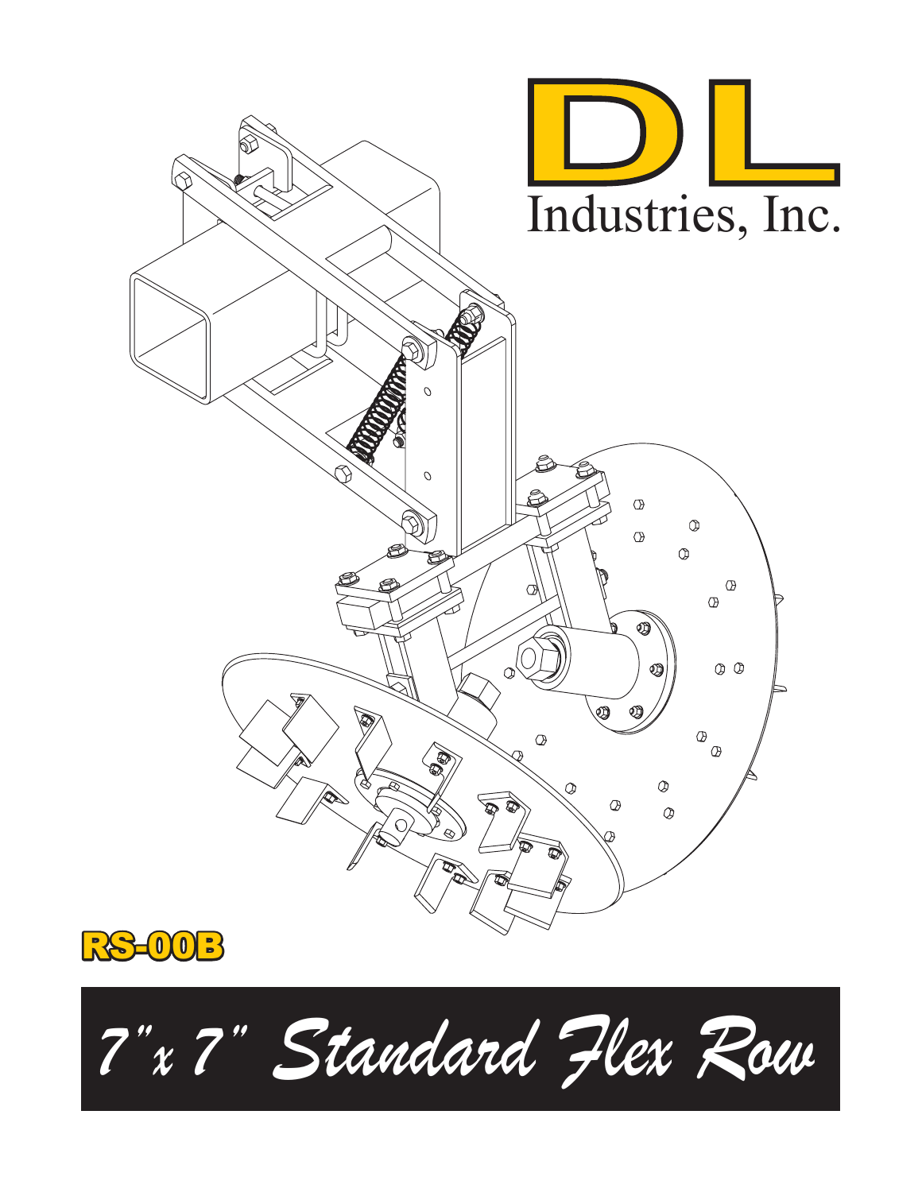# DL Industries, Inc.

**RS-00B**

# 7"x 7" Standard Flex Row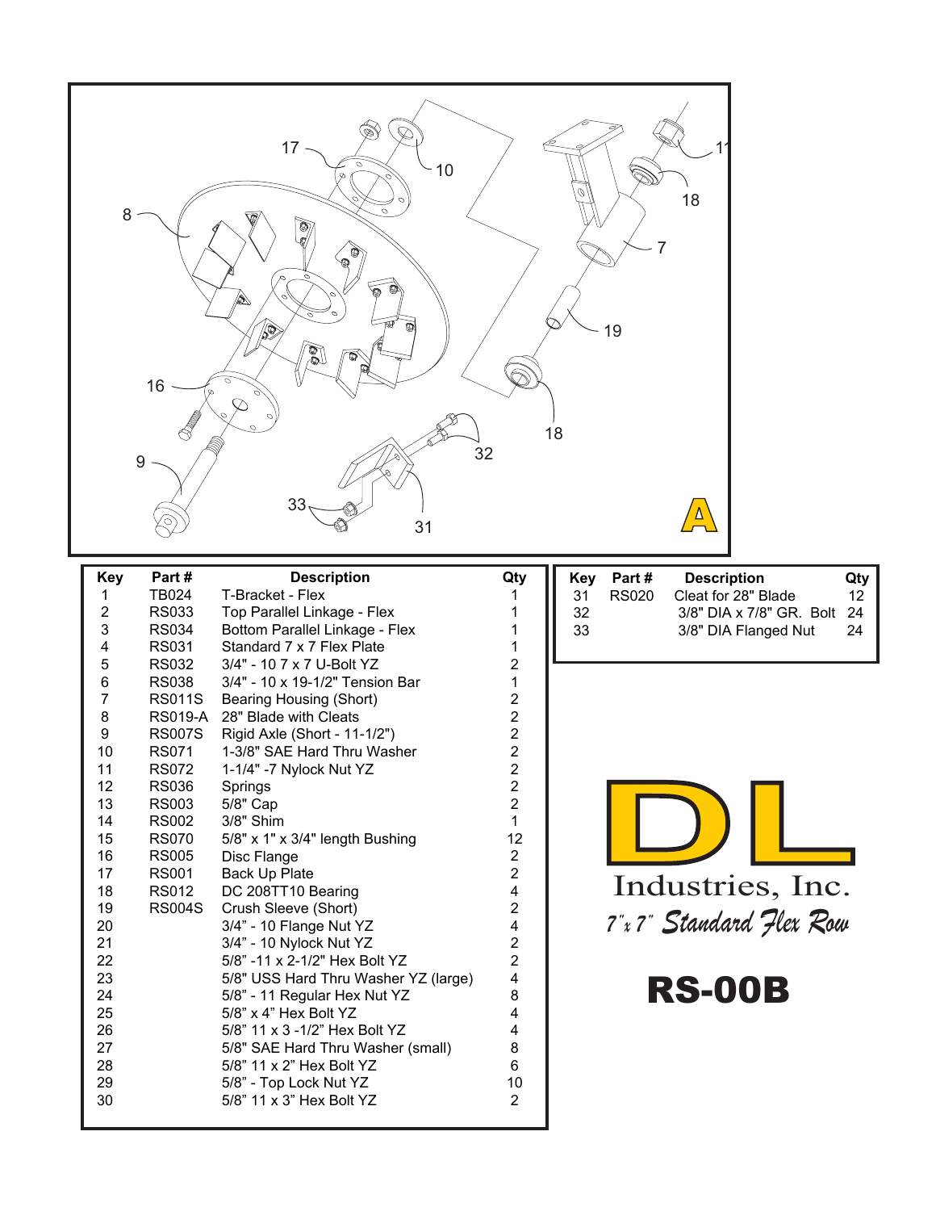| Key | Part # | Description | Qty |
|---|---|---|---|
| 1 | TB024 | T-Bracket - Flex | 1 |
| 2 | RS033 | Top Parallel Linkage - Flex | 1 |
| 3 | RS034 | Bottom Parallel Linkage - Flex | 1 |
| 4 | RS031 | Standard 7 x 7 Flex Plate | 1 |
| 5 | RS032 | 3/4" - 10 7 x 7 U-Bolt YZ | 2 |
| 6 | RS038 | 3/4" - 10 x 19-1/2" Tension Bar | 1 |
| 7 | RS011S | Bearing Housing (Short) | 2 |
| 8 | RS019-A | 28" Blade with Cleats | 2 |
| 9 | RS007S | Rigid Axle (Short - 11-1/2") | 2 |
| 10 | RS071 | 1-3/8" SAE Hard Thru Washer | 2 |
| 11 | RS072 | 1-1/4" -7 Nylock Nut YZ | 2 |
| 12 | RS036 | Springs | 2 |
| 13 | RS003 | 5/8" Cap | 2 |
| 14 | RS002 | 3/8" Shim | 1 |
| 15 | RS070 | 5/8" x 1" x 3/4" length Bushing | 12 |
| 16 | RS005 | Disc Flange | 2 |
| 17 | RS001 | Back Up Plate | 2 |
| 18 | RS012 | DC 208TT10 Bearing | 4 |
| 19 | RS004S | Crush Sleeve (Short) | 2 |
| 20 | | 3/4" - 10 Flange Nut YZ | 4 |
| 21 | | 3/4" - 10 Nylock Nut YZ | 2 |
| 22 | | 5/8" -11 x 2-1/2" Hex Bolt YZ | 2 |
| 23 | | 5/8" USS Hard Thru Washer YZ (large) | 4 |
| 24 | | 5/8" - 11 Regular Hex Nut YZ | 8 |
| 25 | | 5/8" x 4" Hex Bolt YZ | 4 |
| 26 | | 5/8" 11 x 3 -1/2" Hex Bolt YZ | 4 |
| 27 | | 5/8" SAE Hard Thru Washer (small) | 8 |
| 28 | | 5/8" 11 x 2" Hex Bolt YZ | 6 |
| 29 | | 5/8" - Top Lock Nut YZ | 10 |
| 30 | | 5/8" 11 x 3" Hex Bolt YZ | 2 |

| Key | Part # | Description | Qty |
|---|---|---|---|
| 31 | RS020 | Cleat for 28" Blade | 12 |
| 32 | | 3/8" DIA x 7/8" GR. Bolt | 24 |
| 33 | | 3/8" DIA Flanged Nut | 24 |

DL Industries, Inc.

*7" x 7" Standard Flex Row*

# RS-00B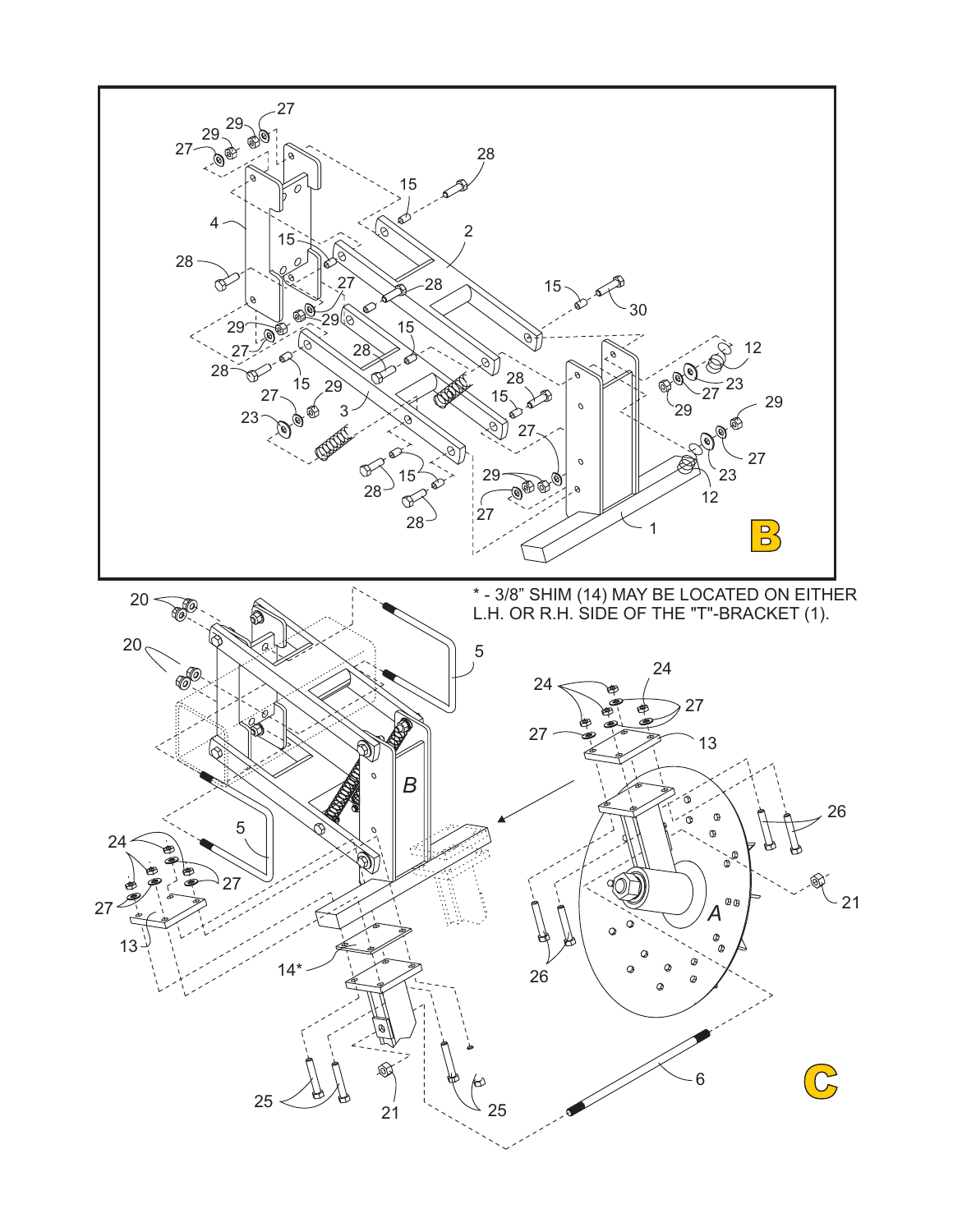* - 3/8" SHIM (14) MAY BE LOCATED ON EITHER L.H. OR R.H. SIDE OF THE "T"-BRACKET (1).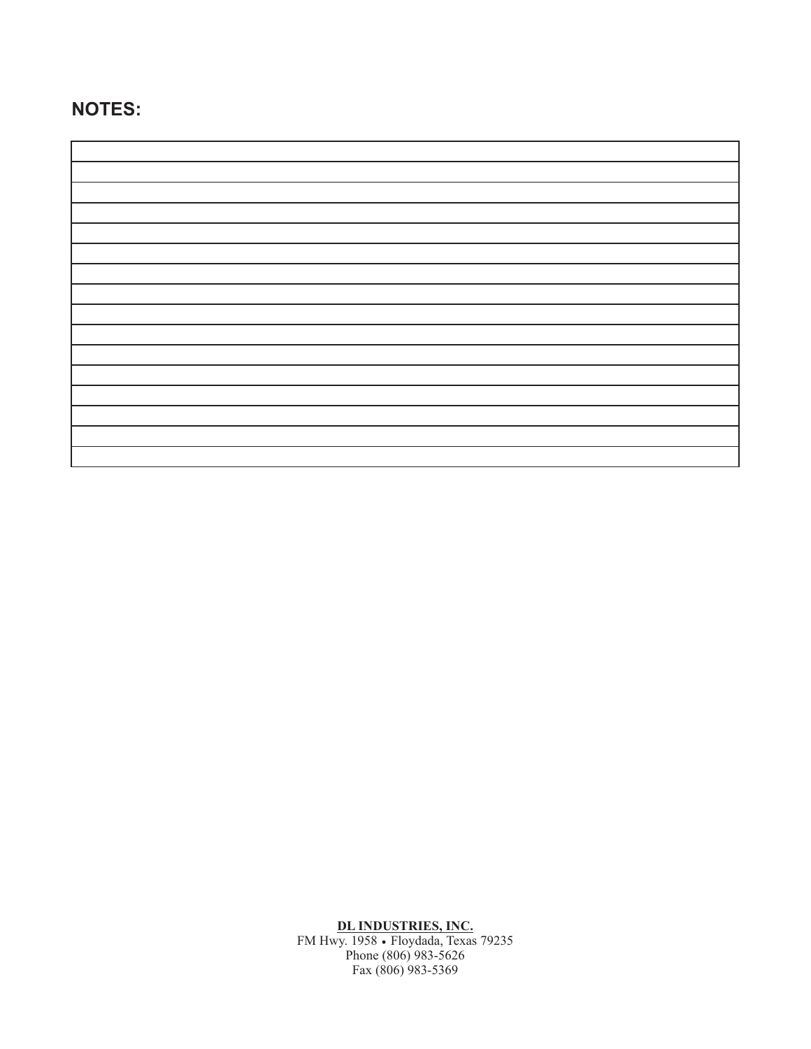## NOTES:

| |
|---|
| |
| |
| |
| |
| |
| |
| |
| |
| |
| |
| |
| |
| |
| |
| |

**DL INDUSTRIES, INC.**
FM Hwy. 1958 • Floydada, Texas 79235
Phone (806) 983-5626
Fax (806) 983-5369